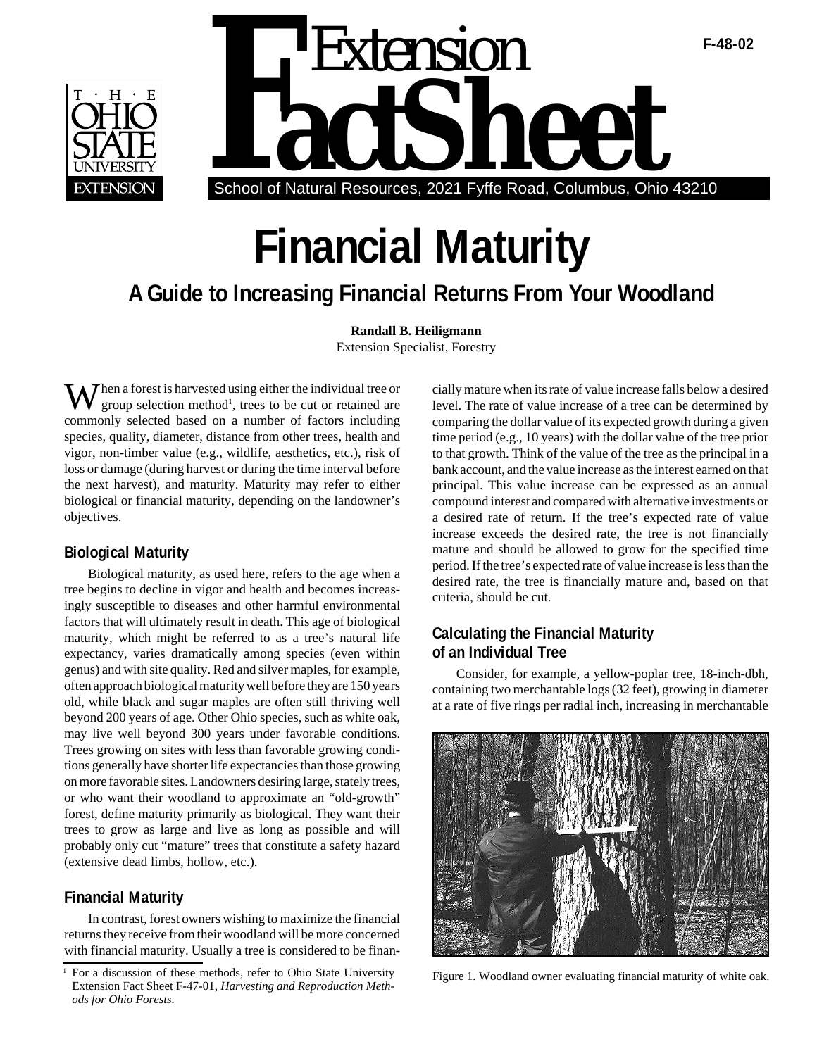# Extension FactSheet

F-48-02

School of Natural Resources, 2021 Fyffe Road, Columbus, Ohio 43210

# Financial Maturity

## A Guide to Increasing Financial Returns From Your Woodland

**Randall B. Heiligmann**
Extension Specialist, Forestry

When a forest is harvested using either the individual tree or group selection method[1], trees to be cut or retained are commonly selected based on a number of factors including species, quality, diameter, distance from other trees, health and vigor, non-timber value (e.g., wildlife, aesthetics, etc.), risk of loss or damage (during harvest or during the time interval before the next harvest), and maturity. Maturity may refer to either biological or financial maturity, depending on the landowner's objectives.

### Biological Maturity

Biological maturity, as used here, refers to the age when a tree begins to decline in vigor and health and becomes increasingly susceptible to diseases and other harmful environmental factors that will ultimately result in death. This age of biological maturity, which might be referred to as a tree's natural life expectancy, varies dramatically among species (even within genus) and with site quality. Red and silver maples, for example, often approach biological maturity well before they are 150 years old, while black and sugar maples are often still thriving well beyond 200 years of age. Other Ohio species, such as white oak, may live well beyond 300 years under favorable conditions. Trees growing on sites with less than favorable growing conditions generally have shorter life expectancies than those growing on more favorable sites. Landowners desiring large, stately trees, or who want their woodland to approximate an "old-growth" forest, define maturity primarily as biological. They want their trees to grow as large and live as long as possible and will probably only cut "mature" trees that constitute a safety hazard (extensive dead limbs, hollow, etc.).

### Financial Maturity

In contrast, forest owners wishing to maximize the financial returns they receive from their woodland will be more concerned with financial maturity. Usually a tree is considered to be financially mature when its rate of value increase falls below a desired level. The rate of value increase of a tree can be determined by comparing the dollar value of its expected growth during a given time period (e.g., 10 years) with the dollar value of the tree prior to that growth. Think of the value of the tree as the principal in a bank account, and the value increase as the interest earned on that principal. This value increase can be expressed as an annual compound interest and compared with alternative investments or a desired rate of return. If the tree's expected rate of value increase exceeds the desired rate, the tree is not financially mature and should be allowed to grow for the specified time period. If the tree's expected rate of value increase is less than the desired rate, the tree is financially mature and, based on that criteria, should be cut.

### Calculating the Financial Maturity of an Individual Tree

Consider, for example, a yellow-poplar tree, 18-inch-dbh, containing two merchantable logs (32 feet), growing in diameter at a rate of five rings per radial inch, increasing in merchantable

Figure 1. Woodland owner evaluating financial maturity of white oak.

[1] For a discussion of these methods, refer to Ohio State University Extension Fact Sheet F-47-01, *Harvesting and Reproduction Methods for Ohio Forests.*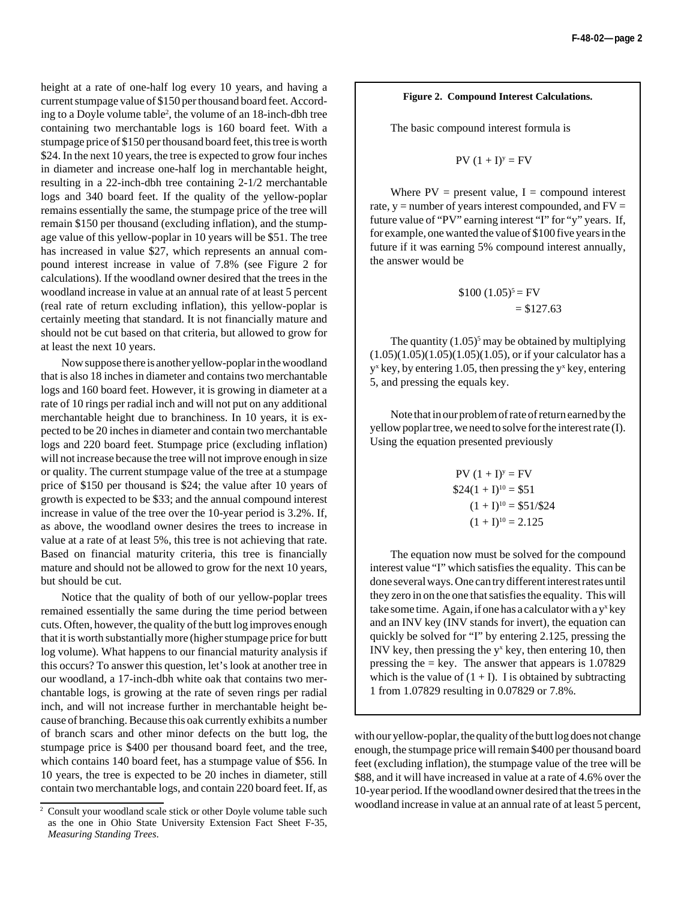height at a rate of one-half log every 10 years, and having a current stumpage value of $150 per thousand board feet. According to a Doyle volume table[2], the volume of an 18-inch-dbh tree containing two merchantable logs is 160 board feet. With a stumpage price of $150 per thousand board feet, this tree is worth $24. In the next 10 years, the tree is expected to grow four inches in diameter and increase one-half log in merchantable height, resulting in a 22-inch-dbh tree containing 2-1/2 merchantable logs and 340 board feet. If the quality of the yellow-poplar remains essentially the same, the stumpage price of the tree will remain $150 per thousand (excluding inflation), and the stumpage value of this yellow-poplar in 10 years will be $51. The tree has increased in value $27, which represents an annual compound interest increase in value of 7.8% (see Figure 2 for calculations). If the woodland owner desired that the trees in the woodland increase in value at an annual rate of at least 5 percent (real rate of return excluding inflation), this yellow-poplar is certainly meeting that standard. It is not financially mature and should not be cut based on that criteria, but allowed to grow for at least the next 10 years.

Now suppose there is another yellow-poplar in the woodland that is also 18 inches in diameter and contains two merchantable logs and 160 board feet. However, it is growing in diameter at a rate of 10 rings per radial inch and will not put on any additional merchantable height due to branchiness. In 10 years, it is expected to be 20 inches in diameter and contain two merchantable logs and 220 board feet. Stumpage price (excluding inflation) will not increase because the tree will not improve enough in size or quality. The current stumpage value of the tree at a stumpage price of $150 per thousand is $24; the value after 10 years of growth is expected to be $33; and the annual compound interest increase in value of the tree over the 10-year period is 3.2%. If, as above, the woodland owner desires the trees to increase in value at a rate of at least 5%, this tree is not achieving that rate. Based on financial maturity criteria, this tree is financially mature and should not be allowed to grow for the next 10 years, but should be cut.

Notice that the quality of both of our yellow-poplar trees remained essentially the same during the time period between cuts. Often, however, the quality of the butt log improves enough that it is worth substantially more (higher stumpage price for butt log volume). What happens to our financial maturity analysis if this occurs? To answer this question, let's look at another tree in our woodland, a 17-inch-dbh white oak that contains two merchantable logs, is growing at the rate of seven rings per radial inch, and will not increase further in merchantable height because of branching. Because this oak currently exhibits a number of branch scars and other minor defects on the butt log, the stumpage price is $400 per thousand board feet, and the tree, which contains 140 board feet, has a stumpage value of $56. In 10 years, the tree is expected to be 20 inches in diameter, still contain two merchantable logs, and contain 220 board feet. If, as with our yellow-poplar, the quality of the butt log does not change enough, the stumpage price will remain $400 per thousand board feet (excluding inflation), the stumpage value of the tree will be $88, and it will have increased in value at a rate of 4.6% over the 10-year period. If the woodland owner desired that the trees in the woodland increase in value at an annual rate of at least 5 percent,

[2] Consult your woodland scale stick or other Doyle volume table such as the one in Ohio State University Extension Fact Sheet F-35, *Measuring Standing Trees*.

---

**Figure 2. Compound Interest Calculations.**

The basic compound interest formula is

$$PV\,(1 + I)^y = FV$$

Where PV = present value, I = compound interest rate, y = number of years interest compounded, and FV = future value of "PV" earning interest "I" for "y" years. If, for example, one wanted the value of $100 five years in the future if it was earning 5% compound interest annually, the answer would be

$$\$100\,(1.05)^5 = FV$$
$$= \$127.63$$

The quantity $(1.05)^5$ may be obtained by multiplying (1.05)(1.05)(1.05)(1.05)(1.05), or if your calculator has a $y^x$ key, by entering 1.05, then pressing the $y^x$ key, entering 5, and pressing the equals key.

Note that in our problem of rate of return earned by the yellow poplar tree, we need to solve for the interest rate (I). Using the equation presented previously

$$PV\,(1 + I)^y = FV$$
$$\$24(1 + I)^{10} = \$51$$
$$(1 + I)^{10} = \$51/\$24$$
$$(1 + I)^{10} = 2.125$$

The equation now must be solved for the compound interest value "I" which satisfies the equality. This can be done several ways. One can try different interest rates until they zero in on the one that satisfies the equality. This will take some time. Again, if one has a calculator with a $y^x$ key and an INV key (INV stands for invert), the equation can quickly be solved for "I" by entering 2.125, pressing the INV key, then pressing the $y^x$ key, then entering 10, then pressing the = key. The answer that appears is 1.07829 which is the value of (1 + I). I is obtained by subtracting 1 from 1.07829 resulting in 0.07829 or 7.8%.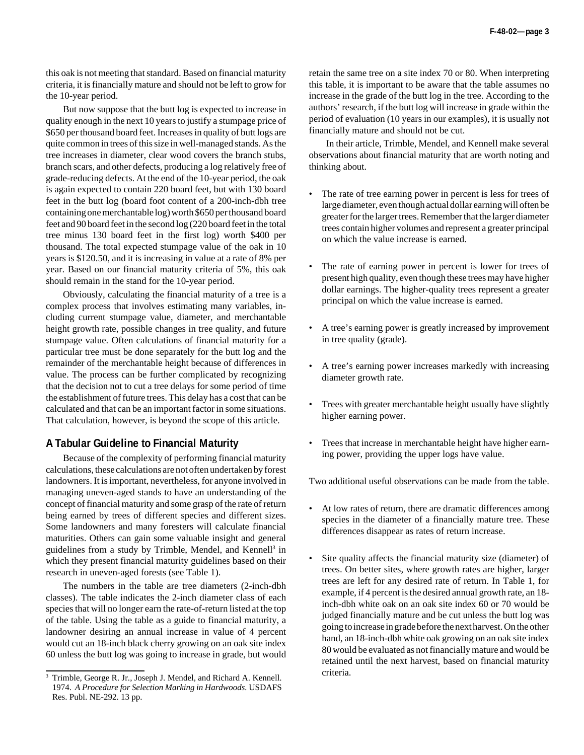this oak is not meeting that standard. Based on financial maturity criteria, it is financially mature and should not be left to grow for the 10-year period.

But now suppose that the butt log is expected to increase in quality enough in the next 10 years to justify a stumpage price of $650 per thousand board feet. Increases in quality of butt logs are quite common in trees of this size in well-managed stands. As the tree increases in diameter, clear wood covers the branch stubs, branch scars, and other defects, producing a log relatively free of grade-reducing defects. At the end of the 10-year period, the oak is again expected to contain 220 board feet, but with 130 board feet in the butt log (board foot content of a 200-inch-dbh tree containing one merchantable log) worth $650 per thousand board feet and 90 board feet in the second log (220 board feet in the total tree minus 130 board feet in the first log) worth $400 per thousand. The total expected stumpage value of the oak in 10 years is $120.50, and it is increasing in value at a rate of 8% per year. Based on our financial maturity criteria of 5%, this oak should remain in the stand for the 10-year period.

Obviously, calculating the financial maturity of a tree is a complex process that involves estimating many variables, including current stumpage value, diameter, and merchantable height growth rate, possible changes in tree quality, and future stumpage value. Often calculations of financial maturity for a particular tree must be done separately for the butt log and the remainder of the merchantable height because of differences in value. The process can be further complicated by recognizing that the decision not to cut a tree delays for some period of time the establishment of future trees. This delay has a cost that can be calculated and that can be an important factor in some situations. That calculation, however, is beyond the scope of this article.

## A Tabular Guideline to Financial Maturity

Because of the complexity of performing financial maturity calculations, these calculations are not often undertaken by forest landowners. It is important, nevertheless, for anyone involved in managing uneven-aged stands to have an understanding of the concept of financial maturity and some grasp of the rate of return being earned by trees of different species and different sizes. Some landowners and many foresters will calculate financial maturities. Others can gain some valuable insight and general guidelines from a study by Trimble, Mendel, and Kennell[3] in which they present financial maturity guidelines based on their research in uneven-aged forests (see Table 1).

The numbers in the table are tree diameters (2-inch-dbh classes). The table indicates the 2-inch diameter class of each species that will no longer earn the rate-of-return listed at the top of the table. Using the table as a guide to financial maturity, a landowner desiring an annual increase in value of 4 percent would cut an 18-inch black cherry growing on an oak site index 60 unless the butt log was going to increase in grade, but would retain the same tree on a site index 70 or 80. When interpreting this table, it is important to be aware that the table assumes no increase in the grade of the butt log in the tree. According to the authors' research, if the butt log will increase in grade within the period of evaluation (10 years in our examples), it is usually not financially mature and should not be cut.

In their article, Trimble, Mendel, and Kennell make several observations about financial maturity that are worth noting and thinking about.

- The rate of tree earning power in percent is less for trees of large diameter, even though actual dollar earning will often be greater for the larger trees. Remember that the larger diameter trees contain higher volumes and represent a greater principal on which the value increase is earned.
- The rate of earning power in percent is lower for trees of present high quality, even though these trees may have higher dollar earnings. The higher-quality trees represent a greater principal on which the value increase is earned.
- A tree's earning power is greatly increased by improvement in tree quality (grade).
- A tree's earning power increases markedly with increasing diameter growth rate.
- Trees with greater merchantable height usually have slightly higher earning power.
- Trees that increase in merchantable height have higher earning power, providing the upper logs have value.

Two additional useful observations can be made from the table.

- At low rates of return, there are dramatic differences among species in the diameter of a financially mature tree. These differences disappear as rates of return increase.
- Site quality affects the financial maturity size (diameter) of trees. On better sites, where growth rates are higher, larger trees are left for any desired rate of return. In Table 1, for example, if 4 percent is the desired annual growth rate, an 18-inch-dbh white oak on an oak site index 60 or 70 would be judged financially mature and be cut unless the butt log was going to increase in grade before the next harvest. On the other hand, an 18-inch-dbh white oak growing on an oak site index 80 would be evaluated as not financially mature and would be retained until the next harvest, based on financial maturity criteria.

[3] Trimble, George R. Jr., Joseph J. Mendel, and Richard A. Kennell. 1974. *A Procedure for Selection Marking in Hardwoods.* USDAFS Res. Publ. NE-292. 13 pp.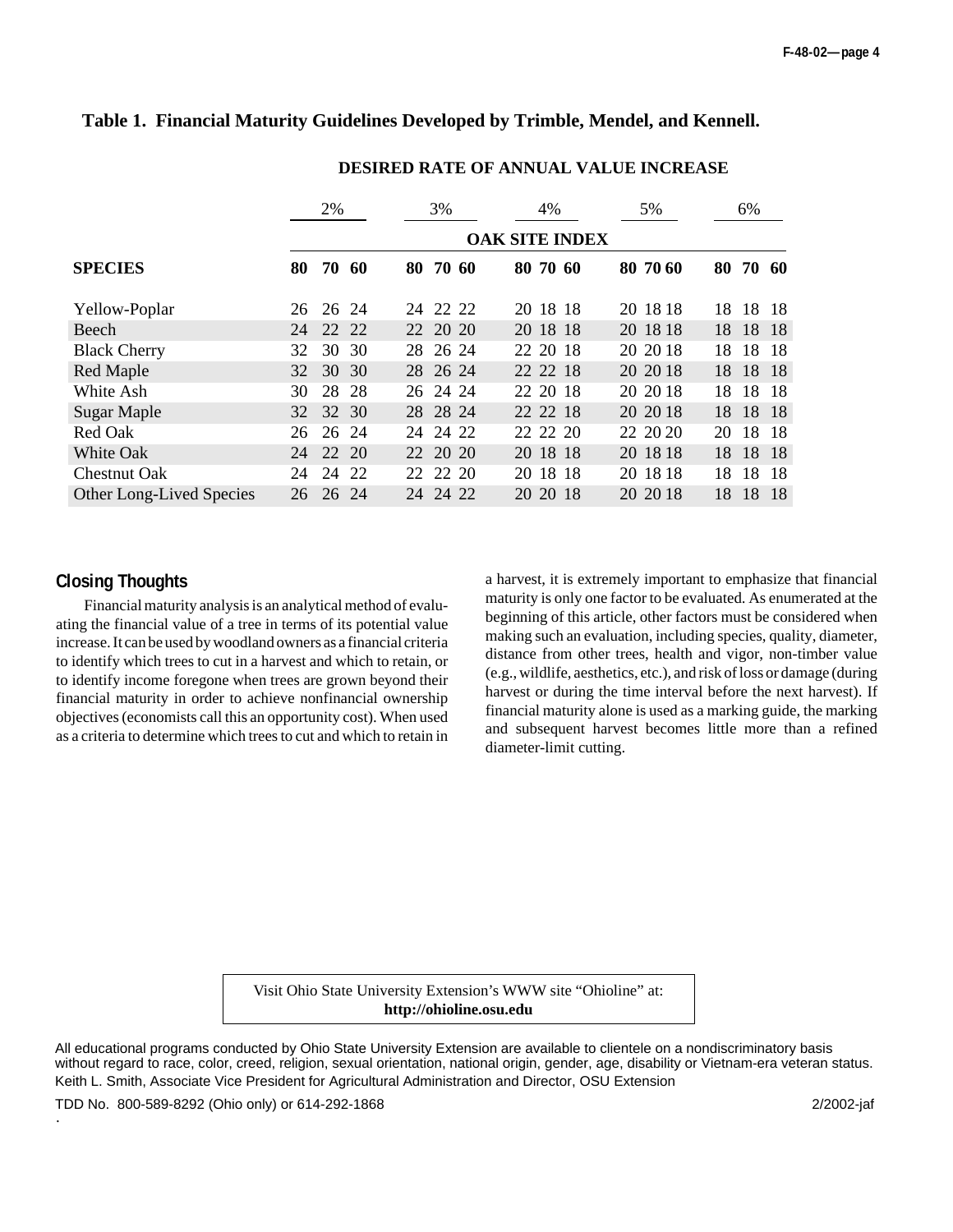**Table 1. Financial Maturity Guidelines Developed by Trimble, Mendel, and Kennell.**

| | DESIRED RATE OF ANNUAL VALUE INCREASE | | | | | | | | | | | | | | |
|---|---|---|---|---|---|---|---|---|---|---|---|---|---|---|---|
| | 2% | | | 3% | | | 4% | | | 5% | | | 6% | | |
| | OAK SITE INDEX | | | | | | | | | | | | | | |
| **SPECIES** | **80** | **70** | **60** | **80** | **70** | **60** | **80** | **70** | **60** | **80** | **70** | **60** | **80** | **70** | **60** |
| Yellow-Poplar | 26 | 26 | 24 | 24 | 22 | 22 | 20 | 18 | 18 | 20 | 18 | 18 | 18 | 18 | 18 |
| Beech | 24 | 22 | 22 | 22 | 20 | 20 | 20 | 18 | 18 | 20 | 18 | 18 | 18 | 18 | 18 |
| Black Cherry | 32 | 30 | 30 | 28 | 26 | 24 | 22 | 20 | 18 | 20 | 20 | 18 | 18 | 18 | 18 |
| Red Maple | 32 | 30 | 30 | 28 | 26 | 24 | 22 | 22 | 18 | 20 | 20 | 18 | 18 | 18 | 18 |
| White Ash | 30 | 28 | 28 | 26 | 24 | 24 | 22 | 20 | 18 | 20 | 20 | 18 | 18 | 18 | 18 |
| Sugar Maple | 32 | 32 | 30 | 28 | 28 | 24 | 22 | 22 | 18 | 20 | 20 | 18 | 18 | 18 | 18 |
| Red Oak | 26 | 26 | 24 | 24 | 24 | 22 | 22 | 22 | 20 | 22 | 20 | 20 | 20 | 18 | 18 |
| White Oak | 24 | 22 | 20 | 22 | 20 | 20 | 20 | 18 | 18 | 20 | 18 | 18 | 18 | 18 | 18 |
| Chestnut Oak | 24 | 24 | 22 | 22 | 22 | 20 | 20 | 18 | 18 | 20 | 18 | 18 | 18 | 18 | 18 |
| Other Long-Lived Species | 26 | 26 | 24 | 24 | 24 | 22 | 20 | 20 | 18 | 20 | 20 | 18 | 18 | 18 | 18 |

## Closing Thoughts

Financial maturity analysis is an analytical method of evaluating the financial value of a tree in terms of its potential value increase. It can be used by woodland owners as a financial criteria to identify which trees to cut in a harvest and which to retain, or to identify income foregone when trees are grown beyond their financial maturity in order to achieve nonfinancial ownership objectives (economists call this an opportunity cost). When used as a criteria to determine which trees to cut and which to retain in a harvest, it is extremely important to emphasize that financial maturity is only one factor to be evaluated. As enumerated at the beginning of this article, other factors must be considered when making such an evaluation, including species, quality, diameter, distance from other trees, health and vigor, non-timber value (e.g., wildlife, aesthetics, etc.), and risk of loss or damage (during harvest or during the time interval before the next harvest). If financial maturity alone is used as a marking guide, the marking and subsequent harvest becomes little more than a refined diameter-limit cutting.

Visit Ohio State University Extension's WWW site "Ohioline" at:
**http://ohioline.osu.edu**

All educational programs conducted by Ohio State University Extension are available to clientele on a nondiscriminatory basis without regard to race, color, creed, religion, sexual orientation, national origin, gender, age, disability or Vietnam-era veteran status.
Keith L. Smith, Associate Vice President for Agricultural Administration and Director, OSU Extension

TDD No. 800-589-8292 (Ohio only) or 614-292-1868 2/2002-jaf